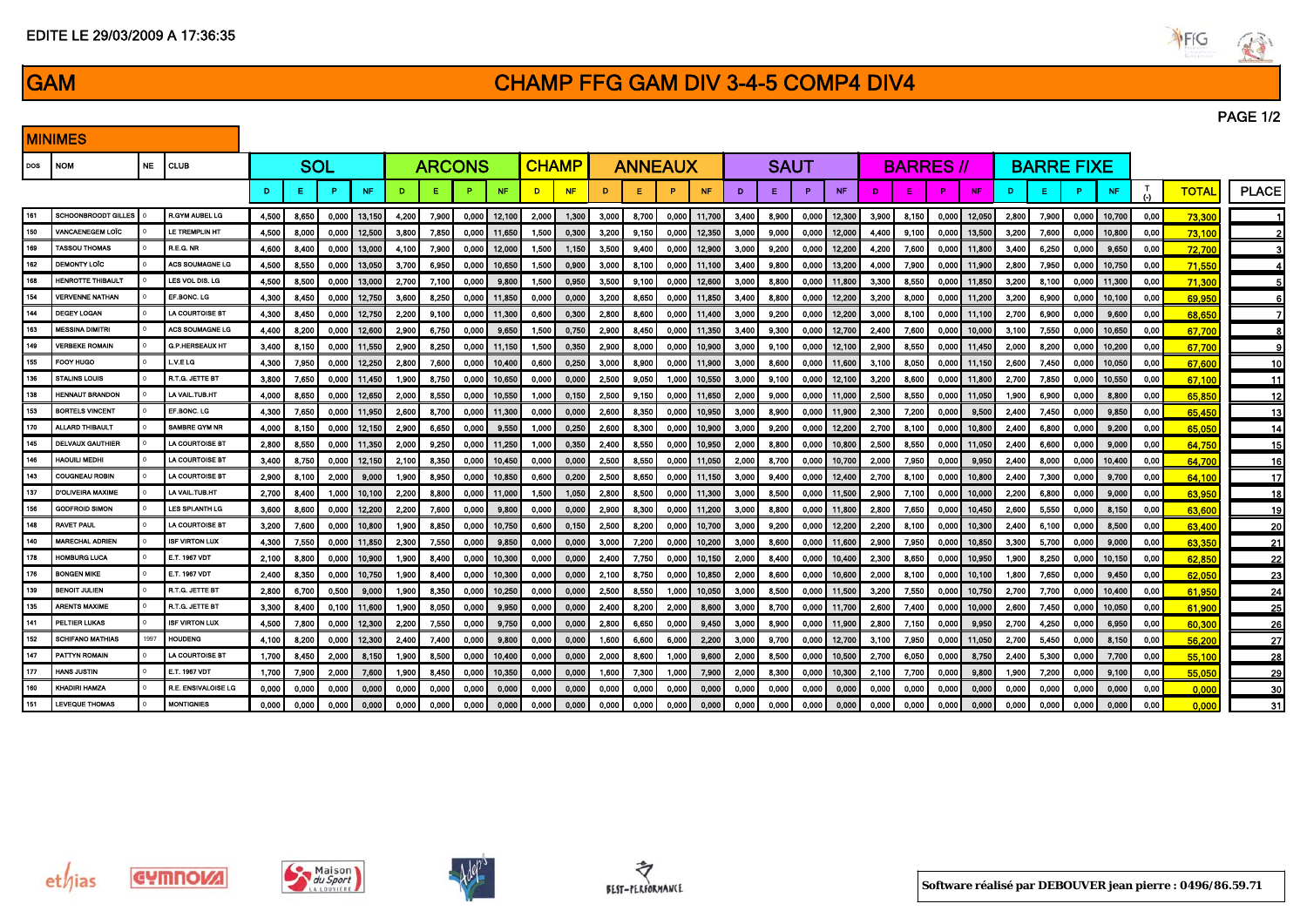EDITE LE 29/03/2009 A 17:36:35

# GAM

# CHAMP FFG GAM DIV 3-4-5 COMP4 DIV4

## MINIMES

| DOS | NOM | NE | CLUB | SOL | | | | ARCONS | | | | CHAMP | | ANNEAUX | | | | SAUT | | | | BARRES // | | | | BARRE FIXE | | | | | | |
|---|---|---|---|---|---|---|---|---|---|---|---|---|---|---|---|---|---|---|---|---|---|---|---|---|---|---|---|---|---|---|---|---|
| | | | | D | E | P | NF | D | E | P | NF | D | NF | D | E | P | NF | D | E | P | NF | D | E | P | NF | D | E | P | NF | T (-) | TOTAL | PLACE |
| 161 | SCHOONBROODT GILLES | 0 | R.GYM AUBEL LG | 4,500 | 8,650 | 0,000 | 13,150 | 4,200 | 7,900 | 0,000 | 12,100 | 2,000 | 1,300 | 3,000 | 8,700 | 0,000 | 11,700 | 3,400 | 8,900 | 0,000 | 12,300 | 3,900 | 8,150 | 0,000 | 12,050 | 2,800 | 7,900 | 0,000 | 10,700 | 0,00 | 73,300 | 1 |
| 150 | VANCAENEGEM LOÏC | 0 | LE TREMPLIN HT | 4,500 | 8,000 | 0,000 | 12,500 | 3,800 | 7,850 | 0,000 | 11,650 | 1,500 | 0,300 | 3,200 | 9,150 | 0,000 | 12,350 | 3,000 | 9,000 | 0,000 | 12,000 | 4,400 | 9,100 | 0,000 | 13,500 | 3,200 | 7,600 | 0,000 | 10,800 | 0,00 | 73,100 | 2 |
| 169 | TASSOU THOMAS | 0 | R.E.G. NR | 4,600 | 8,400 | 0,000 | 13,000 | 4,100 | 7,900 | 0,000 | 12,000 | 1,500 | 1,150 | 3,500 | 9,400 | 0,000 | 12,900 | 3,000 | 9,200 | 0,000 | 12,200 | 4,200 | 7,600 | 0,000 | 11,800 | 3,400 | 6,250 | 0,000 | 9,650 | 0,00 | 72,700 | 3 |
| 162 | DEMONTY LOÏC | 0 | ACS SOUMAGNE LG | 4,500 | 8,550 | 0,000 | 13,050 | 3,700 | 6,950 | 0,000 | 10,650 | 1,500 | 0,900 | 3,000 | 8,100 | 0,000 | 11,100 | 3,400 | 9,800 | 0,000 | 13,200 | 4,000 | 7,900 | 0,000 | 11,900 | 2,800 | 7,950 | 0,000 | 10,750 | 0,00 | 71,550 | 4 |
| 168 | HENROTTE THIBAULT | 0 | LES VOL DIS. LG | 4,500 | 8,500 | 0,000 | 13,000 | 2,700 | 7,100 | 0,000 | 9,800 | 1,500 | 0,950 | 3,500 | 9,100 | 0,000 | 12,600 | 3,000 | 8,800 | 0,000 | 11,800 | 3,300 | 8,550 | 0,000 | 11,850 | 3,200 | 8,100 | 0,000 | 11,300 | 0,00 | 71,300 | 5 |
| 154 | VERVENNE NATHAN | 0 | EF.BONC. LG | 4,300 | 8,450 | 0,000 | 12,750 | 3,600 | 8,250 | 0,000 | 11,850 | 0,000 | 0,000 | 3,200 | 8,650 | 0,000 | 11,850 | 3,400 | 8,800 | 0,000 | 12,200 | 3,200 | 8,000 | 0,000 | 11,200 | 3,200 | 6,900 | 0,000 | 10,100 | 0,00 | 69,950 | 6 |
| 144 | DEGEY LOGAN | 0 | LA COURTOISE BT | 4,300 | 8,450 | 0,000 | 12,750 | 2,200 | 9,100 | 0,000 | 11,300 | 0,600 | 0,300 | 2,800 | 8,600 | 0,000 | 11,400 | 3,000 | 9,200 | 0,000 | 12,200 | 3,000 | 8,100 | 0,000 | 11,100 | 2,700 | 6,900 | 0,000 | 9,600 | 0,00 | 68,650 | 7 |
| 163 | MESSINA DIMITRI | 0 | ACS SOUMAGNE LG | 4,400 | 8,200 | 0,000 | 12,600 | 2,900 | 6,750 | 0,000 | 9,650 | 1,500 | 0,750 | 2,900 | 8,450 | 0,000 | 11,350 | 3,400 | 9,300 | 0,000 | 12,700 | 2,400 | 7,600 | 0,000 | 10,000 | 3,100 | 7,550 | 0,000 | 10,650 | 0,00 | 67,700 | 8 |
| 149 | VERBEKE ROMAIN | 0 | G.P.HERSEAUX HT | 3,400 | 8,150 | 0,000 | 11,550 | 2,900 | 8,250 | 0,000 | 11,150 | 1,500 | 0,350 | 2,900 | 8,000 | 0,000 | 10,900 | 3,000 | 9,100 | 0,000 | 12,100 | 2,900 | 8,550 | 0,000 | 11,450 | 2,000 | 8,200 | 0,000 | 10,200 | 0,00 | 67,700 | 9 |
| 155 | FOOY HUGO | 0 | L.V.E LG | 4,300 | 7,950 | 0,000 | 12,250 | 2,800 | 7,600 | 0,000 | 10,400 | 0,600 | 0,250 | 3,000 | 8,900 | 0,000 | 11,900 | 3,000 | 8,600 | 0,000 | 11,600 | 3,100 | 8,050 | 0,000 | 11,150 | 2,600 | 7,450 | 0,000 | 10,050 | 0,00 | 67,600 | 10 |
| 136 | STALINS LOUIS | 0 | R.T.G. JETTE BT | 3,800 | 7,650 | 0,000 | 11,450 | 1,900 | 8,750 | 0,000 | 10,650 | 0,000 | 0,000 | 2,500 | 9,050 | 1,000 | 10,550 | 3,000 | 9,100 | 0,000 | 12,100 | 3,200 | 8,600 | 0,000 | 11,800 | 2,700 | 7,850 | 0,000 | 10,550 | 0,00 | 67,100 | 11 |
| 138 | HENNAUT BRANDON | 0 | LA VAIL.TUB.HT | 4,000 | 8,650 | 0,000 | 12,650 | 2,000 | 8,550 | 0,000 | 10,550 | 1,000 | 0,150 | 2,500 | 9,150 | 0,000 | 11,650 | 2,000 | 9,000 | 0,000 | 11,000 | 2,500 | 8,550 | 0,000 | 11,050 | 1,900 | 6,900 | 0,000 | 8,800 | 0,00 | 65,850 | 12 |
| 153 | BORTELS VINCENT | 0 | EF.BONC. LG | 4,300 | 7,650 | 0,000 | 11,950 | 2,600 | 8,700 | 0,000 | 11,300 | 0,000 | 0,000 | 2,600 | 8,350 | 0,000 | 10,950 | 3,000 | 8,900 | 0,000 | 11,900 | 2,300 | 7,200 | 0,000 | 9,500 | 2,400 | 7,450 | 0,000 | 9,850 | 0,00 | 65,450 | 13 |
| 170 | ALLARD THIBAULT | 0 | SAMBRE GYM NR | 4,000 | 8,150 | 0,000 | 12,150 | 2,900 | 6,650 | 0,000 | 9,550 | 1,000 | 0,250 | 2,600 | 8,300 | 0,000 | 10,900 | 3,000 | 9,200 | 0,000 | 12,200 | 2,700 | 8,100 | 0,000 | 10,800 | 2,400 | 6,800 | 0,000 | 9,200 | 0,00 | 65,050 | 14 |
| 145 | DELVAUX GAUTHIER | 0 | LA COURTOISE BT | 2,800 | 8,550 | 0,000 | 11,350 | 2,000 | 9,250 | 0,000 | 11,250 | 1,000 | 0,350 | 2,400 | 8,550 | 0,000 | 10,950 | 2,000 | 8,800 | 0,000 | 10,800 | 2,500 | 8,550 | 0,000 | 11,050 | 2,400 | 6,600 | 0,000 | 9,000 | 0,00 | 64,750 | 15 |
| 146 | HAOUILI MEDHI | 0 | LA COURTOISE BT | 3,400 | 8,750 | 0,000 | 12,150 | 2,100 | 8,350 | 0,000 | 10,450 | 0,000 | 0,000 | 2,500 | 8,550 | 0,000 | 11,050 | 2,000 | 8,700 | 0,000 | 10,700 | 2,000 | 7,950 | 0,000 | 9,950 | 2,400 | 8,000 | 0,000 | 10,400 | 0,00 | 64,700 | 16 |
| 143 | COUGNEAU ROBIN | 0 | LA COURTOISE BT | 2,900 | 8,100 | 2,000 | 9,000 | 1,900 | 8,950 | 0,000 | 10,850 | 0,600 | 0,200 | 2,500 | 8,650 | 0,000 | 11,150 | 3,000 | 9,400 | 0,000 | 12,400 | 2,700 | 8,100 | 0,000 | 10,800 | 2,400 | 7,300 | 0,000 | 9,700 | 0,00 | 64,100 | 17 |
| 137 | D'OLIVEIRA MAXIME | 0 | LA VAIL.TUB.HT | 2,700 | 8,400 | 1,000 | 10,100 | 2,200 | 8,800 | 0,000 | 11,000 | 1,500 | 1,050 | 2,800 | 8,500 | 0,000 | 11,300 | 3,000 | 8,500 | 0,000 | 11,500 | 2,900 | 7,100 | 0,000 | 10,000 | 2,200 | 6,800 | 0,000 | 9,000 | 0,00 | 63,950 | 18 |
| 156 | GODFROID SIMON | 0 | LES SPI.ANTH LG | 3,600 | 8,600 | 0,000 | 12,200 | 2,200 | 7,600 | 0,000 | 9,800 | 0,000 | 0,000 | 2,900 | 8,300 | 0,000 | 11,200 | 3,000 | 8,800 | 0,000 | 11,800 | 2,800 | 7,650 | 0,000 | 10,450 | 2,600 | 5,550 | 0,000 | 8,150 | 0,00 | 63,600 | 19 |
| 148 | RAVET PAUL | 0 | LA COURTOISE BT | 3,200 | 7,600 | 0,000 | 10,800 | 1,900 | 8,850 | 0,000 | 10,750 | 0,600 | 0,150 | 2,500 | 8,200 | 0,000 | 10,700 | 3,000 | 9,200 | 0,000 | 12,200 | 2,200 | 8,100 | 0,000 | 10,300 | 2,400 | 6,100 | 0,000 | 8,500 | 0,00 | 63,400 | 20 |
| 140 | MARECHAL ADRIEN | 0 | ISF VIRTON LUX | 4,300 | 7,550 | 0,000 | 11,850 | 2,300 | 7,550 | 0,000 | 9,850 | 0,000 | 0,000 | 3,000 | 7,200 | 0,000 | 10,200 | 3,000 | 8,600 | 0,000 | 11,600 | 2,900 | 7,950 | 0,000 | 10,850 | 3,300 | 5,700 | 0,000 | 9,000 | 0,00 | 63,350 | 21 |
| 178 | HOMBURG LUCA | 0 | E.T. 1967 VDT | 2,100 | 8,800 | 0,000 | 10,900 | 1,900 | 8,400 | 0,000 | 10,300 | 0,000 | 0,000 | 2,400 | 7,750 | 0,000 | 10,150 | 2,000 | 8,400 | 0,000 | 10,400 | 2,300 | 8,650 | 0,000 | 10,950 | 1,900 | 8,250 | 0,000 | 10,150 | 0,00 | 62,850 | 22 |
| 176 | BONGEN MIKE | 0 | E.T. 1967 VDT | 2,400 | 8,350 | 0,000 | 10,750 | 1,900 | 8,400 | 0,000 | 10,300 | 0,000 | 0,000 | 2,100 | 8,750 | 0,000 | 10,850 | 2,000 | 8,600 | 0,000 | 10,600 | 2,000 | 8,100 | 0,000 | 10,100 | 1,800 | 7,650 | 0,000 | 9,450 | 0,00 | 62,050 | 23 |
| 139 | BENOIT JULIEN | 0 | R.T.G. JETTE BT | 2,800 | 6,700 | 0,500 | 9,000 | 1,900 | 8,350 | 0,000 | 10,250 | 0,000 | 0,000 | 2,500 | 8,550 | 1,000 | 10,050 | 3,000 | 8,500 | 0,000 | 11,500 | 3,200 | 7,550 | 0,000 | 10,750 | 2,700 | 7,700 | 0,000 | 10,400 | 0,00 | 61,950 | 24 |
| 135 | ARENTS MAXIME | 0 | R.T.G. JETTE BT | 3,300 | 8,400 | 0,100 | 11,600 | 1,900 | 8,050 | 0,000 | 9,950 | 0,000 | 0,000 | 2,400 | 8,200 | 2,000 | 8,600 | 3,000 | 8,700 | 0,000 | 11,700 | 2,600 | 7,400 | 0,000 | 10,000 | 2,600 | 7,450 | 0,000 | 10,050 | 0,00 | 61,900 | 25 |
| 141 | PELTIER LUKAS | 0 | ISF VIRTON LUX | 4,500 | 7,800 | 0,000 | 12,300 | 2,200 | 7,550 | 0,000 | 9,750 | 0,000 | 0,000 | 2,800 | 6,650 | 0,000 | 9,450 | 3,000 | 8,900 | 0,000 | 11,900 | 2,800 | 7,150 | 0,000 | 9,950 | 2,700 | 4,250 | 0,000 | 6,950 | 0,00 | 60,300 | 26 |
| 152 | SCHIFANO MATHIAS | 1997 | HOUDENG | 4,100 | 8,200 | 0,000 | 12,300 | 2,400 | 7,400 | 0,000 | 9,800 | 0,000 | 0,000 | 1,600 | 6,600 | 6,000 | 2,200 | 3,000 | 9,700 | 0,000 | 12,700 | 3,100 | 7,950 | 0,000 | 11,050 | 2,700 | 5,450 | 0,000 | 8,150 | 0,00 | 56,200 | 27 |
| 147 | PATTYN ROMAIN | 0 | LA COURTOISE BT | 1,700 | 8,450 | 2,000 | 8,150 | 1,900 | 8,500 | 0,000 | 10,400 | 0,000 | 0,000 | 2,000 | 8,600 | 1,000 | 9,600 | 2,000 | 8,500 | 0,000 | 10,500 | 2,700 | 6,050 | 0,000 | 8,750 | 2,400 | 5,300 | 0,000 | 7,700 | 0,00 | 55,100 | 28 |
| 177 | HANS JUSTIN | 0 | E.T. 1967 VDT | 1,700 | 7,900 | 2,000 | 7,600 | 1,900 | 8,450 | 0,000 | 10,350 | 0,000 | 0,000 | 1,600 | 7,300 | 1,000 | 7,900 | 2,000 | 8,300 | 0,000 | 10,300 | 2,100 | 7,700 | 0,000 | 9,800 | 1,900 | 7,200 | 0,000 | 9,100 | 0,00 | 55,050 | 29 |
| 160 | KHADIRI HAMZA | 0 | R.E. ENSIVALOISE LG | 0,000 | 0,000 | 0,000 | 0,000 | 0,000 | 0,000 | 0,000 | 0,000 | 0,000 | 0,000 | 0,000 | 0,000 | 0,000 | 0,000 | 0,000 | 0,000 | 0,000 | 0,000 | 0,000 | 0,000 | 0,000 | 0,000 | 0,000 | 0,000 | 0,000 | 0,000 | 0,00 | 0,000 | 30 |
| 151 | LEVEQUE THOMAS | 0 | MONTIGNIES | 0,000 | 0,000 | 0,000 | 0,000 | 0,000 | 0,000 | 0,000 | 0,000 | 0,000 | 0,000 | 0,000 | 0,000 | 0,000 | 0,000 | 0,000 | 0,000 | 0,000 | 0,000 | 0,000 | 0,000 | 0,000 | 0,000 | 0,000 | 0,000 | 0,000 | 0,000 | 0,00 | 0,000 | 31 |

Software réalisé par DEBOUVER jean pierre : 0496/86.59.71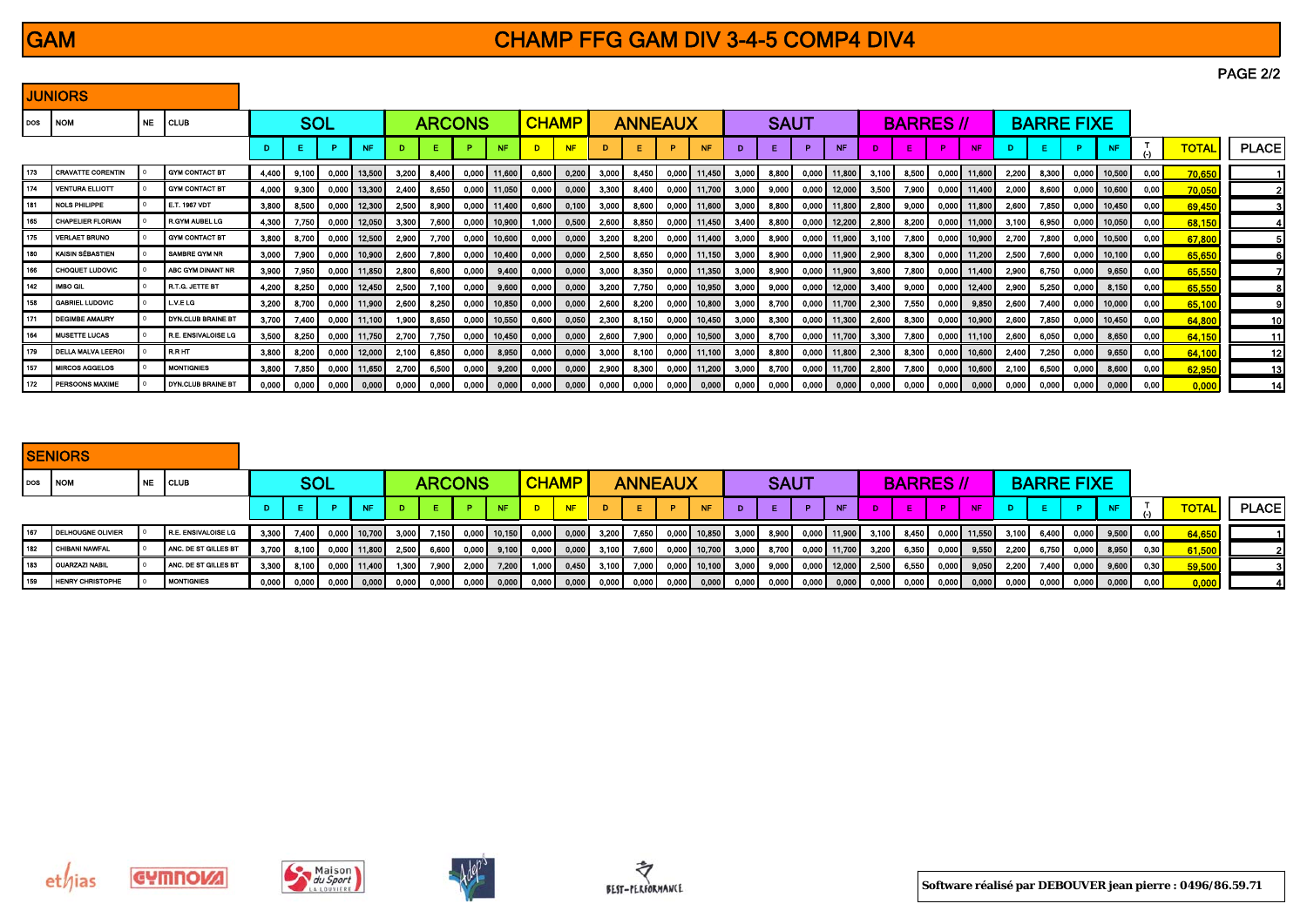# GAM

# CHAMP FFG GAM DIV 3-4-5 COMP4 DIV4

PAGE 2/2

## JUNIORS

| DOS | NOM | NE | CLUB | SOL | | | | ARCONS | | | | CHAMP | | ANNEAUX | | | | SAUT | | | | BARRES // | | | | BARRE FIXE | | | | | | |
|---|---|---|---|---|---|---|---|---|---|---|---|---|---|---|---|---|---|---|---|---|---|---|---|---|---|---|---|---|---|---|---|---|
| | | | | D | E | P | NF | D | E | P | NF | D | NF | D | E | P | NF | D | E | P | NF | D | E | P | NF | D | E | P | NF | T (-) | TOTAL | PLACE |
| 173 | CRAVATTE CORENTIN | 0 | GYM CONTACT BT | 4,400 | 9,100 | 0,000 | 13,500 | 3,200 | 8,400 | 0,000 | 11,600 | 0,600 | 0,200 | 3,000 | 8,450 | 0,000 | 11,450 | 3,000 | 8,800 | 0,000 | 11,800 | 3,100 | 8,500 | 0,000 | 11,600 | 2,200 | 8,300 | 0,000 | 10,500 | 0,00 | 70,650 | 1 |
| 174 | VENTURA ELLIOTT | 0 | GYM CONTACT BT | 4,000 | 9,300 | 0,000 | 13,300 | 2,400 | 8,650 | 0,000 | 11,050 | 0,000 | 0,000 | 3,300 | 8,400 | 0,000 | 11,700 | 3,000 | 9,000 | 0,000 | 12,000 | 3,500 | 7,900 | 0,000 | 11,400 | 2,000 | 8,600 | 0,000 | 10,600 | 0,00 | 70,050 | 2 |
| 181 | NOLS PHILIPPE | 0 | E.T. 1967 VDT | 3,800 | 8,500 | 0,000 | 12,300 | 2,500 | 8,900 | 0,000 | 11,400 | 0,600 | 0,100 | 3,000 | 8,600 | 0,000 | 11,600 | 3,000 | 8,800 | 0,000 | 11,800 | 2,800 | 9,000 | 0,000 | 11,800 | 2,600 | 7,850 | 0,000 | 10,450 | 0,00 | 69,450 | 3 |
| 165 | CHAPELIER FLORIAN | 0 | R.GYM AUBEL LG | 4,300 | 7,750 | 0,000 | 12,050 | 3,300 | 7,600 | 0,000 | 10,900 | 1,000 | 0,500 | 2,600 | 8,850 | 0,000 | 11,450 | 3,400 | 8,800 | 0,000 | 12,200 | 2,800 | 8,200 | 0,000 | 11,000 | 3,100 | 6,950 | 0,000 | 10,050 | 0,00 | 68,150 | 4 |
| 175 | VERLAET BRUNO | 0 | GYM CONTACT BT | 3,800 | 8,700 | 0,000 | 12,500 | 2,900 | 7,700 | 0,000 | 10,600 | 0,000 | 0,000 | 3,200 | 8,200 | 0,000 | 11,400 | 3,000 | 8,900 | 0,000 | 11,900 | 3,100 | 7,800 | 0,000 | 10,900 | 2,700 | 7,800 | 0,000 | 10,500 | 0,00 | 67,800 | 5 |
| 180 | KAISIN SÉBASTIEN | 0 | SAMBRE GYM NR | 3,000 | 7,900 | 0,000 | 10,900 | 2,600 | 7,800 | 0,000 | 10,400 | 0,000 | 0,000 | 2,500 | 8,650 | 0,000 | 11,150 | 3,000 | 8,900 | 0,000 | 11,900 | 2,900 | 8,300 | 0,000 | 11,200 | 2,500 | 7,600 | 0,000 | 10,100 | 0,00 | 65,650 | 6 |
| 166 | CHOQUET LUDOVIC | 0 | ABC GYM DINANT NR | 3,900 | 7,950 | 0,000 | 11,850 | 2,800 | 6,600 | 0,000 | 9,400 | 0,000 | 0,000 | 3,000 | 8,350 | 0,000 | 11,350 | 3,000 | 8,900 | 0,000 | 11,900 | 3,600 | 7,800 | 0,000 | 11,400 | 2,900 | 6,750 | 0,000 | 9,650 | 0,00 | 65,550 | 7 |
| 142 | IMBO GIL | 0 | R.T.G. JETTE BT | 4,200 | 8,250 | 0,000 | 12,450 | 2,500 | 7,100 | 0,000 | 9,600 | 0,000 | 0,000 | 3,200 | 7,750 | 0,000 | 10,950 | 3,000 | 9,000 | 0,000 | 12,000 | 3,400 | 9,000 | 0,000 | 12,400 | 2,900 | 5,250 | 0,000 | 8,150 | 0,00 | 65,550 | 8 |
| 158 | GABRIEL LUDOVIC | 0 | L.V.E LG | 3,200 | 8,700 | 0,000 | 11,900 | 2,600 | 8,250 | 0,000 | 10,850 | 0,000 | 0,000 | 2,600 | 8,200 | 0,000 | 10,800 | 3,000 | 8,700 | 0,000 | 11,700 | 2,300 | 7,550 | 0,000 | 9,850 | 2,600 | 7,400 | 0,000 | 10,000 | 0,00 | 65,100 | 9 |
| 171 | DEGIMBE AMAURY | 0 | DYN.CLUB BRAINE BT | 3,700 | 7,400 | 0,000 | 11,100 | 1,900 | 8,650 | 0,000 | 10,550 | 0,600 | 0,050 | 2,300 | 8,150 | 0,000 | 10,450 | 3,000 | 8,300 | 0,000 | 11,300 | 2,600 | 8,300 | 0,000 | 10,900 | 2,600 | 7,850 | 0,000 | 10,450 | 0,00 | 64,800 | 10 |
| 164 | MUSETTE LUCAS | 0 | R.E. ENSIVALOISE LG | 3,500 | 8,250 | 0,000 | 11,750 | 2,700 | 7,750 | 0,000 | 10,450 | 0,000 | 0,000 | 2,600 | 7,900 | 0,000 | 10,500 | 3,000 | 8,700 | 0,000 | 11,700 | 3,300 | 7,800 | 0,000 | 11,100 | 2,600 | 6,050 | 0,000 | 8,650 | 0,00 | 64,150 | 11 |
| 179 | DELLA MALVA LEEROI | 0 | R.R HT | 3,800 | 8,200 | 0,000 | 12,000 | 2,100 | 6,850 | 0,000 | 8,950 | 0,000 | 0,000 | 3,000 | 8,100 | 0,000 | 11,100 | 3,000 | 8,800 | 0,000 | 11,800 | 2,300 | 8,300 | 0,000 | 10,600 | 2,400 | 7,250 | 0,000 | 9,650 | 0,00 | 64,100 | 12 |
| 157 | MIRCOS AGGELOS | 0 | MONTIGNIES | 3,800 | 7,850 | 0,000 | 11,650 | 2,700 | 6,500 | 0,000 | 9,200 | 0,000 | 0,000 | 2,900 | 8,300 | 0,000 | 11,200 | 3,000 | 8,700 | 0,000 | 11,700 | 2,800 | 7,800 | 0,000 | 10,600 | 2,100 | 6,500 | 0,000 | 8,600 | 0,00 | 62,950 | 13 |
| 172 | PERSOONS MAXIME | 0 | DYN.CLUB BRAINE BT | 0,000 | 0,000 | 0,000 | 0,000 | 0,000 | 0,000 | 0,000 | 0,000 | 0,000 | 0,000 | 0,000 | 0,000 | 0,000 | 0,000 | 0,000 | 0,000 | 0,000 | 0,000 | 0,000 | 0,000 | 0,000 | 0,000 | 0,000 | 0,000 | 0,000 | 0,000 | 0,00 | 0,000 | 14 |

## SENIORS

| DOS | NOM | NE | CLUB | SOL | | | | ARCONS | | | | CHAMP | | ANNEAUX | | | | SAUT | | | | BARRES // | | | | BARRE FIXE | | | | | | |
|---|---|---|---|---|---|---|---|---|---|---|---|---|---|---|---|---|---|---|---|---|---|---|---|---|---|---|---|---|---|---|---|---|
| | | | | D | E | P | NF | D | E | P | NF | D | NF | D | E | P | NF | D | E | P | NF | D | E | P | NF | D | E | P | NF | T (-) | TOTAL | PLACE |
| 167 | DELHOUGNE OLIVIER | 0 | R.E. ENSIVALOISE LG | 3,300 | 7,400 | 0,000 | 10,700 | 3,000 | 7,150 | 0,000 | 10,150 | 0,000 | 0,000 | 3,200 | 7,650 | 0,000 | 10,850 | 3,000 | 8,900 | 0,000 | 11,900 | 3,100 | 8,450 | 0,000 | 11,550 | 3,100 | 6,400 | 0,000 | 9,500 | 0,00 | 64,650 | 1 |
| 182 | CHIBANI NAWFAL | 0 | ANC. DE ST GILLES BT | 3,700 | 8,100 | 0,000 | 11,800 | 2,500 | 6,600 | 0,000 | 9,100 | 0,000 | 0,000 | 3,100 | 7,600 | 0,000 | 10,700 | 3,000 | 8,700 | 0,000 | 11,700 | 3,200 | 6,350 | 0,000 | 9,550 | 2,200 | 6,750 | 0,000 | 8,950 | 0,30 | 61,500 | 2 |
| 183 | OUARZAZI NABIL | 0 | ANC. DE ST GILLES BT | 3,300 | 8,100 | 0,000 | 11,400 | 1,300 | 7,900 | 2,000 | 7,200 | 1,000 | 0,450 | 3,100 | 7,000 | 0,000 | 10,100 | 3,000 | 9,000 | 0,000 | 12,000 | 2,500 | 6,550 | 0,000 | 9,050 | 2,200 | 7,400 | 0,000 | 9,600 | 0,30 | 59,500 | 3 |
| 159 | HENRY CHRISTOPHE | 0 | MONTIGNIES | 0,000 | 0,000 | 0,000 | 0,000 | 0,000 | 0,000 | 0,000 | 0,000 | 0,000 | 0,000 | 0,000 | 0,000 | 0,000 | 0,000 | 0,000 | 0,000 | 0,000 | 0,000 | 0,000 | 0,000 | 0,000 | 0,000 | 0,000 | 0,000 | 0,000 | 0,000 | 0,00 | 0,000 | 4 |

Software réalisé par DEBOUVER jean pierre : 0496/86.59.71